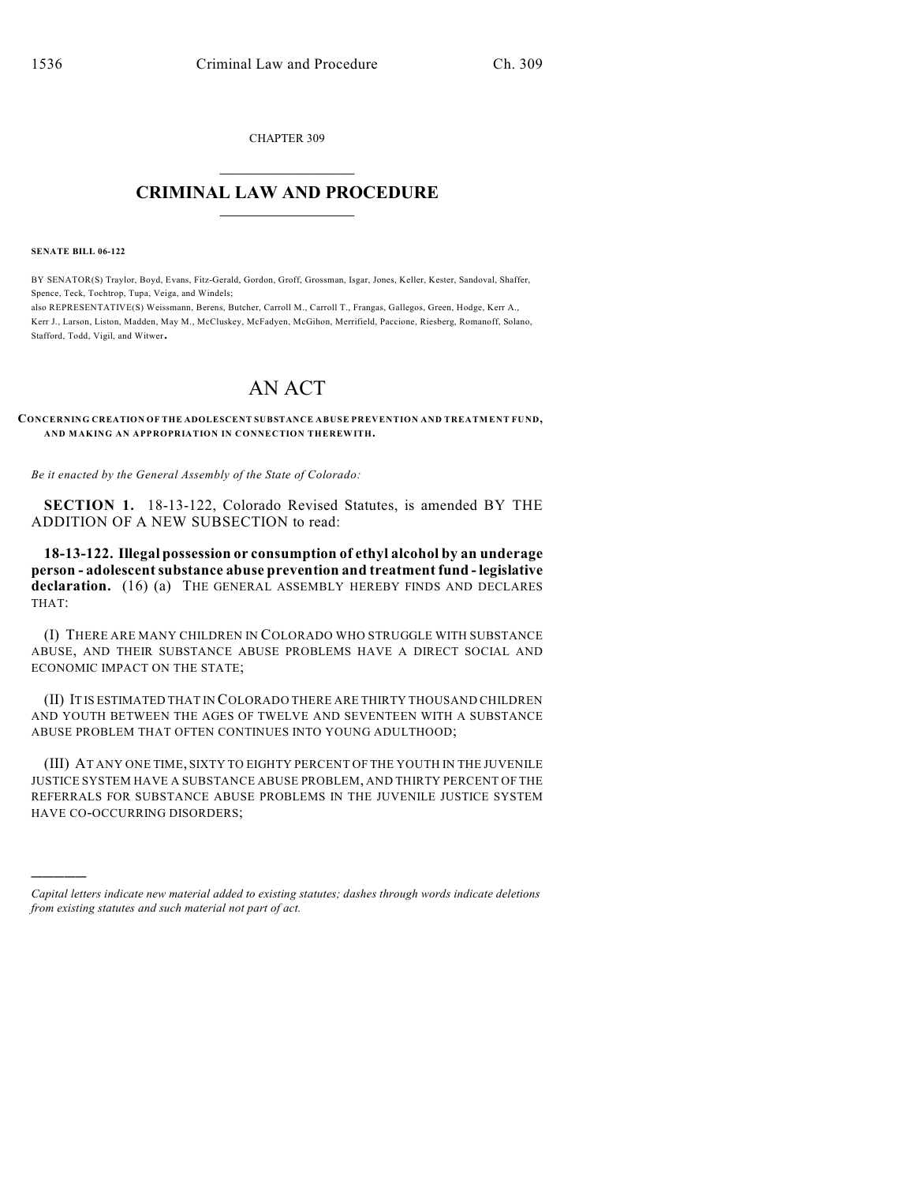CHAPTER 309

# CRIMINAL LAW AND PROCEDURE

**SENATE BILL 06-122**

BY SENATOR(S) Traylor, Boyd, Evans, Fitz-Gerald, Gordon, Groff, Grossman, Isgar, Jones, Keller, Kester, Sandoval, Shaffer, Spence, Teck, Tochtrop, Tupa, Veiga, and Windels;
also REPRESENTATIVE(S) Weissmann, Berens, Butcher, Carroll M., Carroll T., Frangas, Gallegos, Green, Hodge, Kerr A., Kerr J., Larson, Liston, Madden, May M., McCluskey, McFadyen, McGihon, Merrifield, Paccione, Riesberg, Romanoff, Solano, Stafford, Todd, Vigil, and Witwer.

# AN ACT

**CONCERNING CREATION OF THE ADOLESCENT SUBSTANCE ABUSE PREVENTION AND TREATMENT FUND, AND MAKING AN APPROPRIATION IN CONNECTION THEREWITH.**

*Be it enacted by the General Assembly of the State of Colorado:*

**SECTION 1.** 18-13-122, Colorado Revised Statutes, is amended BY THE ADDITION OF A NEW SUBSECTION to read:

**18-13-122. Illegal possession or consumption of ethyl alcohol by an underage person - adolescent substance abuse prevention and treatment fund - legislative declaration.** (16) (a) THE GENERAL ASSEMBLY HEREBY FINDS AND DECLARES THAT:

(I) THERE ARE MANY CHILDREN IN COLORADO WHO STRUGGLE WITH SUBSTANCE ABUSE, AND THEIR SUBSTANCE ABUSE PROBLEMS HAVE A DIRECT SOCIAL AND ECONOMIC IMPACT ON THE STATE;

(II) IT IS ESTIMATED THAT IN COLORADO THERE ARE THIRTY THOUSAND CHILDREN AND YOUTH BETWEEN THE AGES OF TWELVE AND SEVENTEEN WITH A SUBSTANCE ABUSE PROBLEM THAT OFTEN CONTINUES INTO YOUNG ADULTHOOD;

(III) AT ANY ONE TIME, SIXTY TO EIGHTY PERCENT OF THE YOUTH IN THE JUVENILE JUSTICE SYSTEM HAVE A SUBSTANCE ABUSE PROBLEM, AND THIRTY PERCENT OF THE REFERRALS FOR SUBSTANCE ABUSE PROBLEMS IN THE JUVENILE JUSTICE SYSTEM HAVE CO-OCCURRING DISORDERS;

---

*Capital letters indicate new material added to existing statutes; dashes through words indicate deletions from existing statutes and such material not part of act.*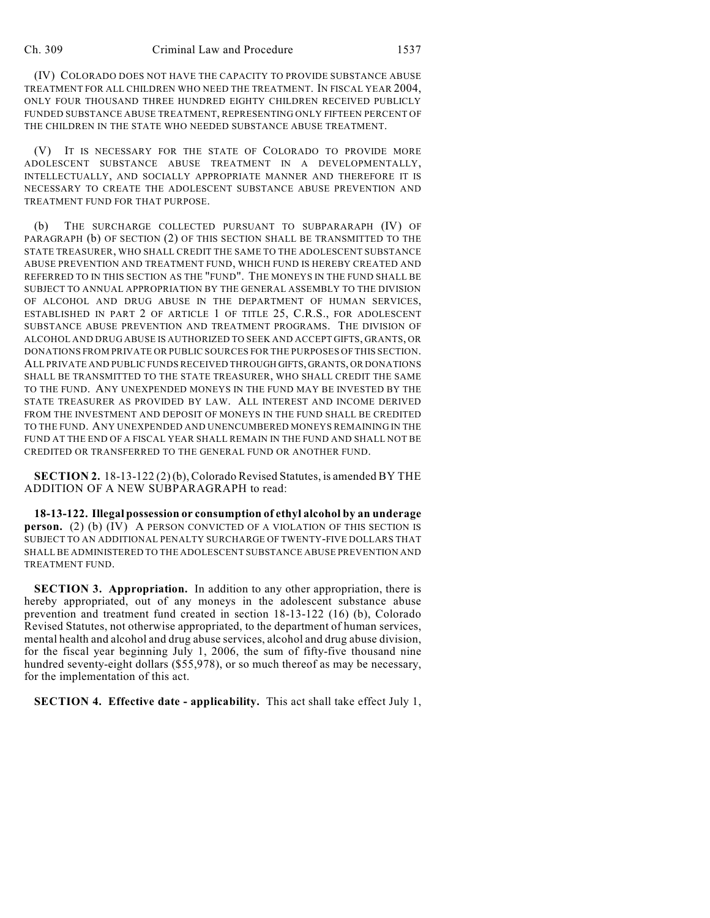(IV) COLORADO DOES NOT HAVE THE CAPACITY TO PROVIDE SUBSTANCE ABUSE TREATMENT FOR ALL CHILDREN WHO NEED THE TREATMENT. IN FISCAL YEAR 2004, ONLY FOUR THOUSAND THREE HUNDRED EIGHTY CHILDREN RECEIVED PUBLICLY FUNDED SUBSTANCE ABUSE TREATMENT, REPRESENTING ONLY FIFTEEN PERCENT OF THE CHILDREN IN THE STATE WHO NEEDED SUBSTANCE ABUSE TREATMENT.

(V) IT IS NECESSARY FOR THE STATE OF COLORADO TO PROVIDE MORE ADOLESCENT SUBSTANCE ABUSE TREATMENT IN A DEVELOPMENTALLY, INTELLECTUALLY, AND SOCIALLY APPROPRIATE MANNER AND THEREFORE IT IS NECESSARY TO CREATE THE ADOLESCENT SUBSTANCE ABUSE PREVENTION AND TREATMENT FUND FOR THAT PURPOSE.

(b) THE SURCHARGE COLLECTED PURSUANT TO SUBPARARAPH (IV) OF PARAGRAPH (b) OF SECTION (2) OF THIS SECTION SHALL BE TRANSMITTED TO THE STATE TREASURER, WHO SHALL CREDIT THE SAME TO THE ADOLESCENT SUBSTANCE ABUSE PREVENTION AND TREATMENT FUND, WHICH FUND IS HEREBY CREATED AND REFERRED TO IN THIS SECTION AS THE "FUND". THE MONEYS IN THE FUND SHALL BE SUBJECT TO ANNUAL APPROPRIATION BY THE GENERAL ASSEMBLY TO THE DIVISION OF ALCOHOL AND DRUG ABUSE IN THE DEPARTMENT OF HUMAN SERVICES, ESTABLISHED IN PART 2 OF ARTICLE 1 OF TITLE 25, C.R.S., FOR ADOLESCENT SUBSTANCE ABUSE PREVENTION AND TREATMENT PROGRAMS. THE DIVISION OF ALCOHOL AND DRUG ABUSE IS AUTHORIZED TO SEEK AND ACCEPT GIFTS, GRANTS, OR DONATIONS FROM PRIVATE OR PUBLIC SOURCES FOR THE PURPOSES OF THIS SECTION. ALL PRIVATE AND PUBLIC FUNDS RECEIVED THROUGH GIFTS, GRANTS, OR DONATIONS SHALL BE TRANSMITTED TO THE STATE TREASURER, WHO SHALL CREDIT THE SAME TO THE FUND. ANY UNEXPENDED MONEYS IN THE FUND MAY BE INVESTED BY THE STATE TREASURER AS PROVIDED BY LAW. ALL INTEREST AND INCOME DERIVED FROM THE INVESTMENT AND DEPOSIT OF MONEYS IN THE FUND SHALL BE CREDITED TO THE FUND. ANY UNEXPENDED AND UNENCUMBERED MONEYS REMAINING IN THE FUND AT THE END OF A FISCAL YEAR SHALL REMAIN IN THE FUND AND SHALL NOT BE CREDITED OR TRANSFERRED TO THE GENERAL FUND OR ANOTHER FUND.

**SECTION 2.** 18-13-122 (2) (b), Colorado Revised Statutes, is amended BY THE ADDITION OF A NEW SUBPARAGRAPH to read:

**18-13-122. Illegal possession or consumption of ethyl alcohol by an underage person.** (2) (b) (IV) A PERSON CONVICTED OF A VIOLATION OF THIS SECTION IS SUBJECT TO AN ADDITIONAL PENALTY SURCHARGE OF TWENTY-FIVE DOLLARS THAT SHALL BE ADMINISTERED TO THE ADOLESCENT SUBSTANCE ABUSE PREVENTION AND TREATMENT FUND.

**SECTION 3. Appropriation.** In addition to any other appropriation, there is hereby appropriated, out of any moneys in the adolescent substance abuse prevention and treatment fund created in section 18-13-122 (16) (b), Colorado Revised Statutes, not otherwise appropriated, to the department of human services, mental health and alcohol and drug abuse services, alcohol and drug abuse division, for the fiscal year beginning July 1, 2006, the sum of fifty-five thousand nine hundred seventy-eight dollars ($55,978), or so much thereof as may be necessary, for the implementation of this act.

**SECTION 4. Effective date - applicability.** This act shall take effect July 1,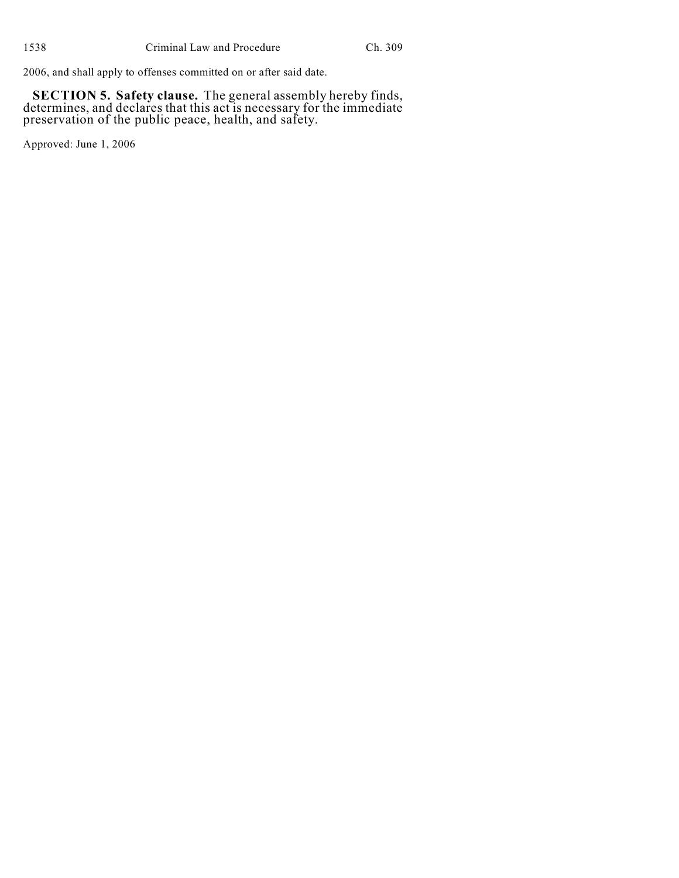2006, and shall apply to offenses committed on or after said date.

**SECTION 5. Safety clause.** The general assembly hereby finds, determines, and declares that this act is necessary for the immediate preservation of the public peace, health, and safety.

Approved: June 1, 2006